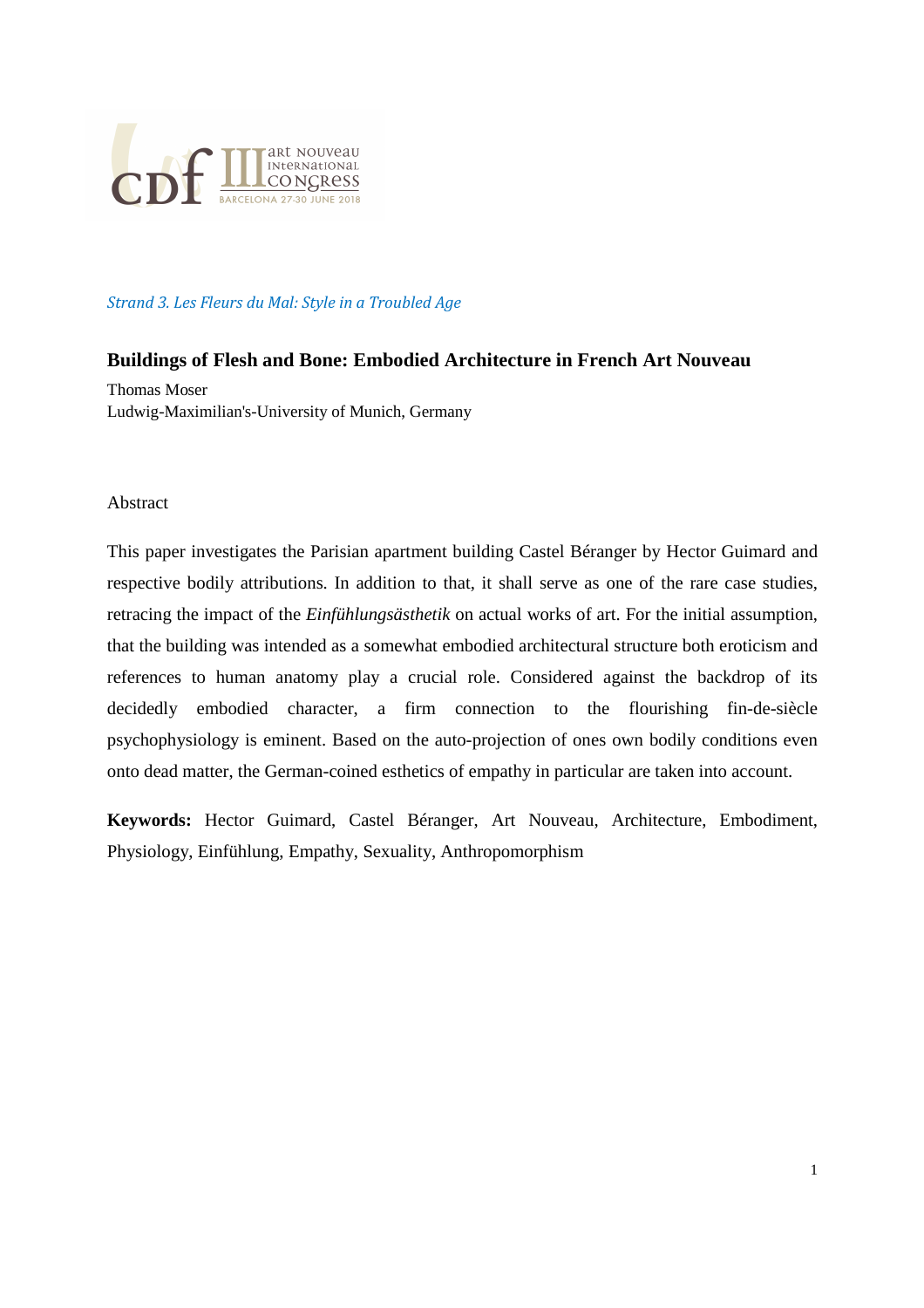*Strand 3. Les Fleurs du Mal: Style in a Troubled Age*

# Buildings of Flesh and Bone: Embodied Architecture in French Art Nouveau

Thomas Moser
Ludwig-Maximilian's-University of Munich, Germany

## Abstract

This paper investigates the Parisian apartment building Castel Béranger by Hector Guimard and respective bodily attributions. In addition to that, it shall serve as one of the rare case studies, retracing the impact of the *Einfühlungsästhetik* on actual works of art. For the initial assumption, that the building was intended as a somewhat embodied architectural structure both eroticism and references to human anatomy play a crucial role. Considered against the backdrop of its decidedly embodied character, a firm connection to the flourishing fin-de-siècle psychophysiology is eminent. Based on the auto-projection of ones own bodily conditions even onto dead matter, the German-coined esthetics of empathy in particular are taken into account.

**Keywords:** Hector Guimard, Castel Béranger, Art Nouveau, Architecture, Embodiment, Physiology, Einfühlung, Empathy, Sexuality, Anthropomorphism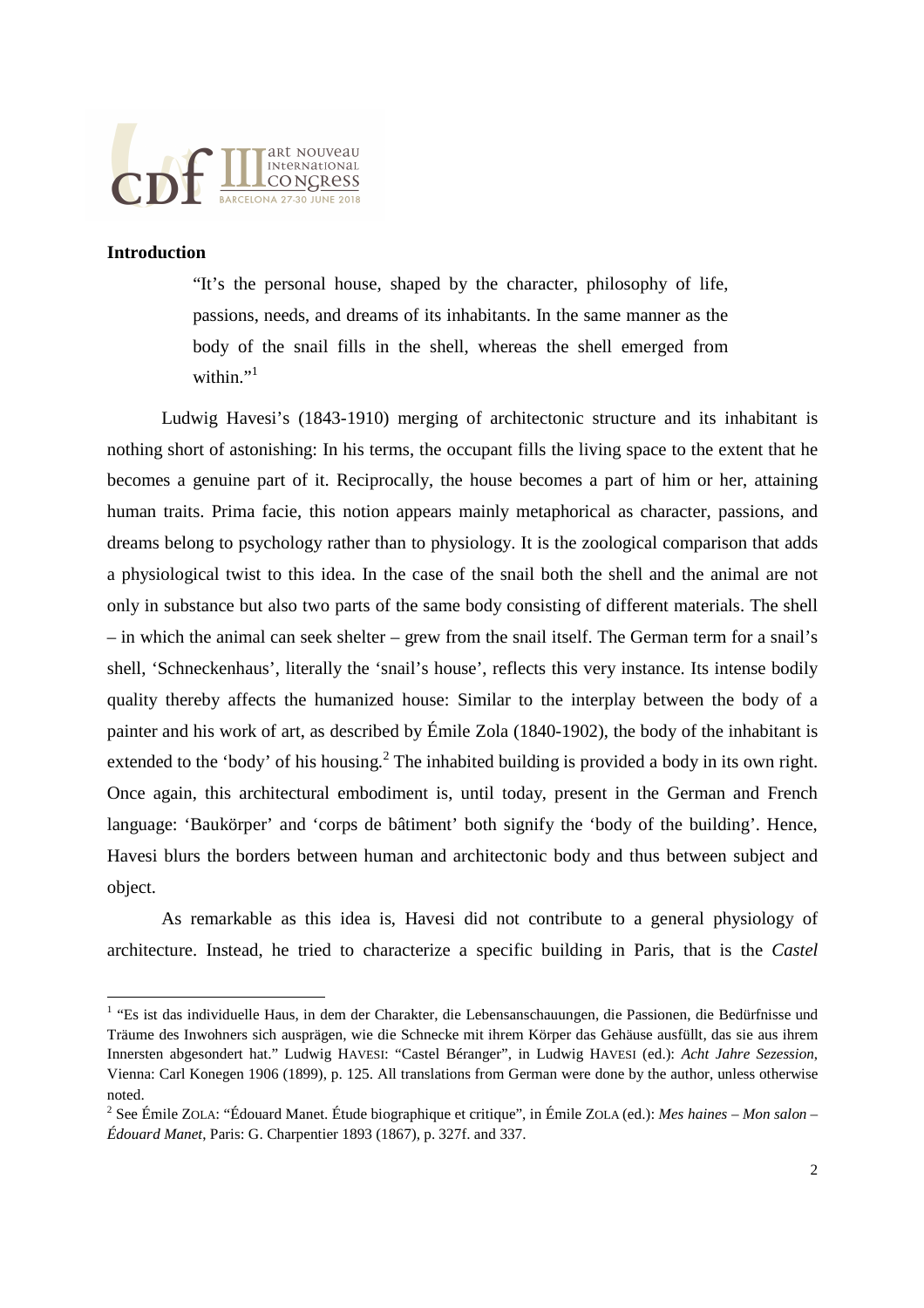## Introduction

> "It's the personal house, shaped by the character, philosophy of life, passions, needs, and dreams of its inhabitants. In the same manner as the body of the snail fills in the shell, whereas the shell emerged from within."[1]

Ludwig Havesi's (1843-1910) merging of architectonic structure and its inhabitant is nothing short of astonishing: In his terms, the occupant fills the living space to the extent that he becomes a genuine part of it. Reciprocally, the house becomes a part of him or her, attaining human traits. Prima facie, this notion appears mainly metaphorical as character, passions, and dreams belong to psychology rather than to physiology. It is the zoological comparison that adds a physiological twist to this idea. In the case of the snail both the shell and the animal are not only in substance but also two parts of the same body consisting of different materials. The shell – in which the animal can seek shelter – grew from the snail itself. The German term for a snail's shell, 'Schneckenhaus', literally the 'snail's house', reflects this very instance. Its intense bodily quality thereby affects the humanized house: Similar to the interplay between the body of a painter and his work of art, as described by Émile Zola (1840-1902), the body of the inhabitant is extended to the 'body' of his housing.[2] The inhabited building is provided a body in its own right. Once again, this architectural embodiment is, until today, present in the German and French language: 'Baukörper' and 'corps de bâtiment' both signify the 'body of the building'. Hence, Havesi blurs the borders between human and architectonic body and thus between subject and object.

As remarkable as this idea is, Havesi did not contribute to a general physiology of architecture. Instead, he tried to characterize a specific building in Paris, that is the *Castel*

---

[1] "Es ist das individuelle Haus, in dem der Charakter, die Lebensanschauungen, die Passionen, die Bedürfnisse und Träume des Inwohners sich ausprägen, wie die Schnecke mit ihrem Körper das Gehäuse ausfüllt, das sie aus ihrem Innersten abgesondert hat." Ludwig HAVESI: "Castel Béranger", in Ludwig HAVESI (ed.): *Acht Jahre Sezession*, Vienna: Carl Konegen 1906 (1899), p. 125. All translations from German were done by the author, unless otherwise noted.

[2] See Émile ZOLA: "Édouard Manet. Étude biographique et critique", in Émile ZOLA (ed.): *Mes haines – Mon salon – Édouard Manet*, Paris: G. Charpentier 1893 (1867), p. 327f. and 337.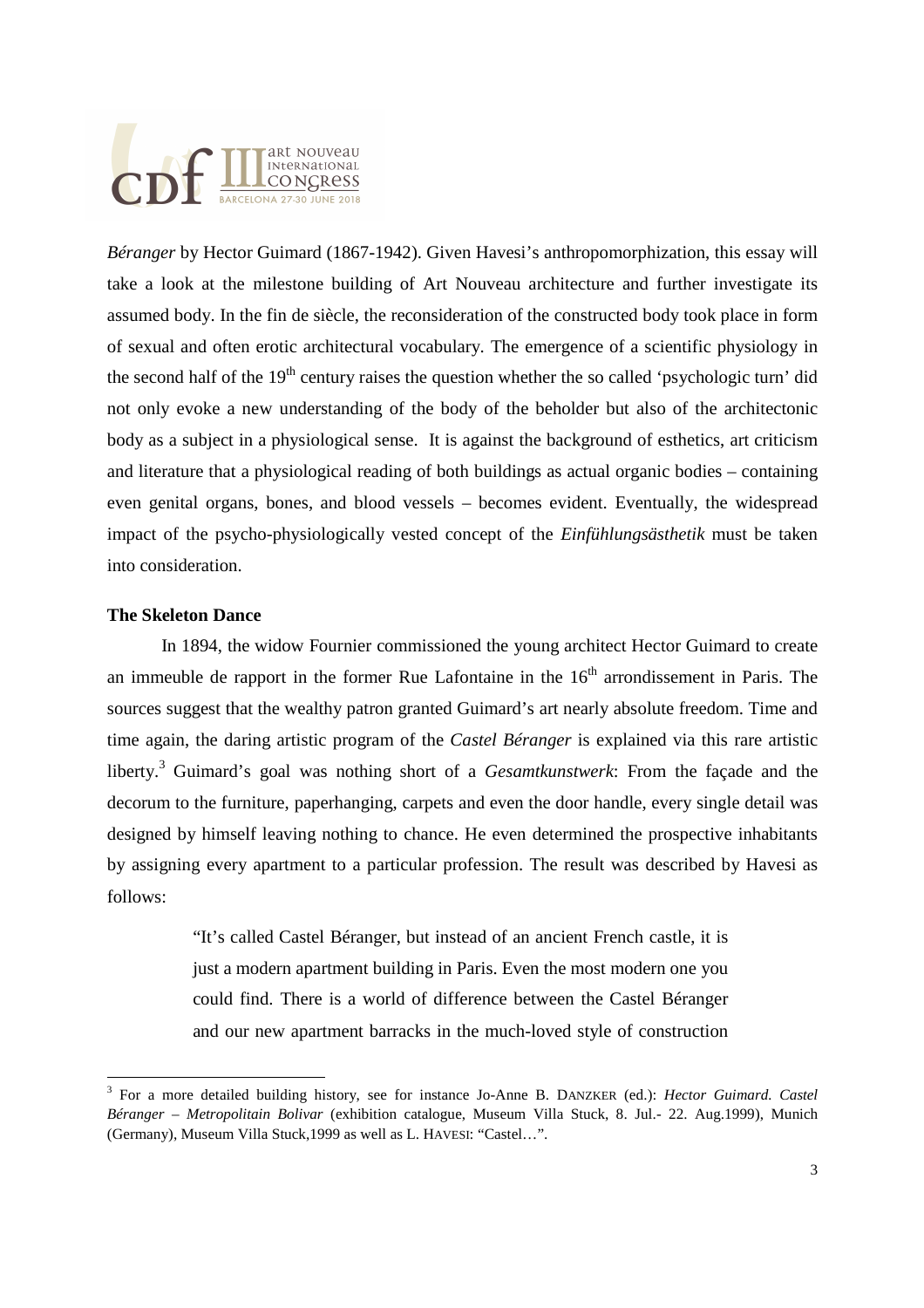*Béranger* by Hector Guimard (1867-1942). Given Havesi's anthropomorphization, this essay will take a look at the milestone building of Art Nouveau architecture and further investigate its assumed body. In the fin de siècle, the reconsideration of the constructed body took place in form of sexual and often erotic architectural vocabulary. The emergence of a scientific physiology in the second half of the 19th century raises the question whether the so called 'psychologic turn' did not only evoke a new understanding of the body of the beholder but also of the architectonic body as a subject in a physiological sense. It is against the background of esthetics, art criticism and literature that a physiological reading of both buildings as actual organic bodies – containing even genital organs, bones, and blood vessels – becomes evident. Eventually, the widespread impact of the psycho-physiologically vested concept of the *Einfühlungsästhetik* must be taken into consideration.

**The Skeleton Dance**

In 1894, the widow Fournier commissioned the young architect Hector Guimard to create an immeuble de rapport in the former Rue Lafontaine in the 16th arrondissement in Paris. The sources suggest that the wealthy patron granted Guimard's art nearly absolute freedom. Time and time again, the daring artistic program of the *Castel Béranger* is explained via this rare artistic liberty.[3] Guimard's goal was nothing short of a *Gesamtkunstwerk*: From the façade and the decorum to the furniture, paperhanging, carpets and even the door handle, every single detail was designed by himself leaving nothing to chance. He even determined the prospective inhabitants by assigning every apartment to a particular profession. The result was described by Havesi as follows:

> "It's called Castel Béranger, but instead of an ancient French castle, it is just a modern apartment building in Paris. Even the most modern one you could find. There is a world of difference between the Castel Béranger and our new apartment barracks in the much-loved style of construction

[3] For a more detailed building history, see for instance Jo-Anne B. DANZKER (ed.): *Hector Guimard. Castel Béranger – Metropolitain Bolivar* (exhibition catalogue, Museum Villa Stuck, 8. Jul.- 22. Aug.1999), Munich (Germany), Museum Villa Stuck,1999 as well as L. HAVESI: "Castel…".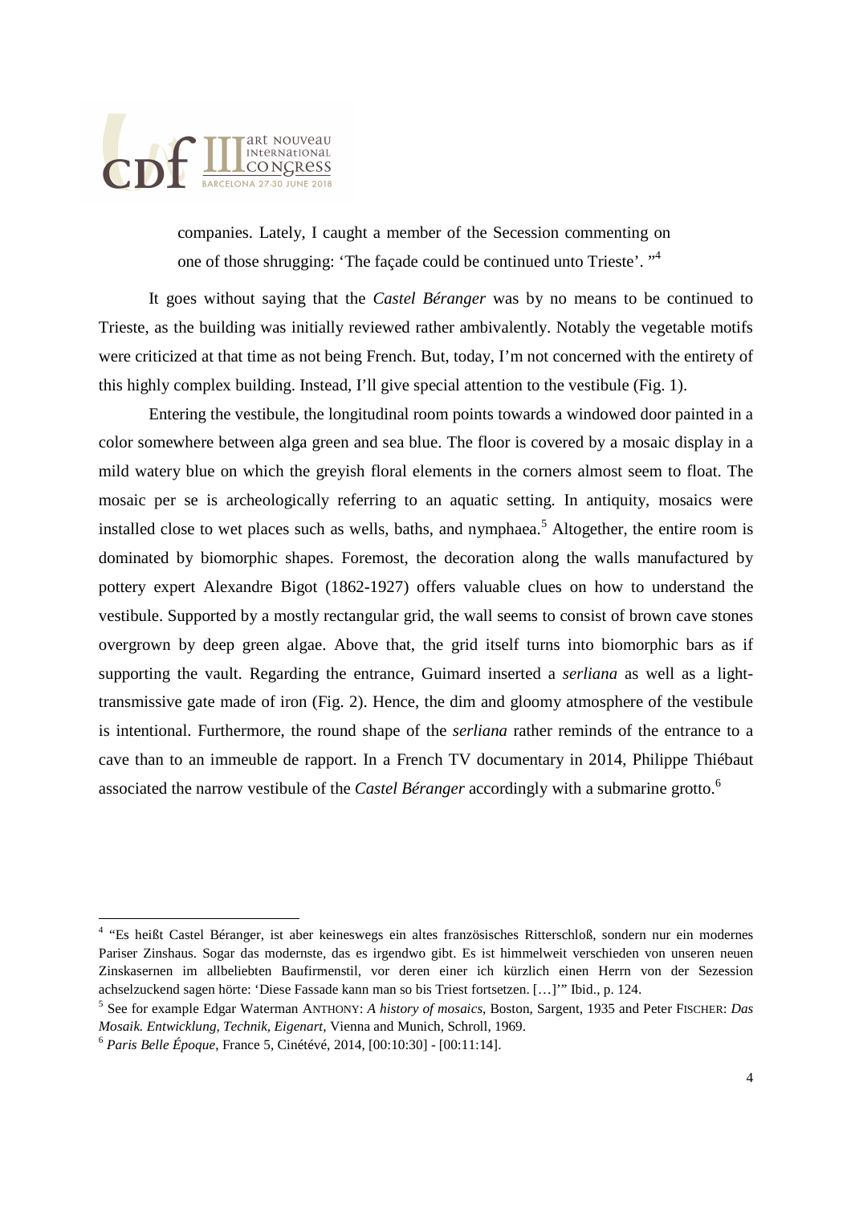companies. Lately, I caught a member of the Secession commenting on one of those shrugging: 'The façade could be continued unto Trieste'. "[4]

It goes without saying that the *Castel Béranger* was by no means to be continued to Trieste, as the building was initially reviewed rather ambivalently. Notably the vegetable motifs were criticized at that time as not being French. But, today, I'm not concerned with the entirety of this highly complex building. Instead, I'll give special attention to the vestibule (Fig. 1).

Entering the vestibule, the longitudinal room points towards a windowed door painted in a color somewhere between alga green and sea blue. The floor is covered by a mosaic display in a mild watery blue on which the greyish floral elements in the corners almost seem to float. The mosaic per se is archeologically referring to an aquatic setting. In antiquity, mosaics were installed close to wet places such as wells, baths, and nymphaea.[5] Altogether, the entire room is dominated by biomorphic shapes. Foremost, the decoration along the walls manufactured by pottery expert Alexandre Bigot (1862-1927) offers valuable clues on how to understand the vestibule. Supported by a mostly rectangular grid, the wall seems to consist of brown cave stones overgrown by deep green algae. Above that, the grid itself turns into biomorphic bars as if supporting the vault. Regarding the entrance, Guimard inserted a *serliana* as well as a light-transmissive gate made of iron (Fig. 2). Hence, the dim and gloomy atmosphere of the vestibule is intentional. Furthermore, the round shape of the *serliana* rather reminds of the entrance to a cave than to an immeuble de rapport. In a French TV documentary in 2014, Philippe Thiébaut associated the narrow vestibule of the *Castel Béranger* accordingly with a submarine grotto.[6]

---

[4] "Es heißt Castel Béranger, ist aber keineswegs ein altes französisches Ritterschloß, sondern nur ein modernes Pariser Zinshaus. Sogar das modernste, das es irgendwo gibt. Es ist himmelweit verschieden von unseren neuen Zinskasernen im allbeliebten Baufirmenstil, vor deren einer ich kürzlich einen Herrn von der Sezession achselzuckend sagen hörte: 'Diese Fassade kann man so bis Triest fortsetzen. […]'" Ibid., p. 124.

[5] See for example Edgar Waterman ANTHONY: *A history of mosaics*, Boston, Sargent, 1935 and Peter FISCHER: *Das Mosaik. Entwicklung, Technik, Eigenart*, Vienna and Munich, Schroll, 1969.

[6] *Paris Belle Époque*, France 5, Cinétévé, 2014, [00:10:30] - [00:11:14].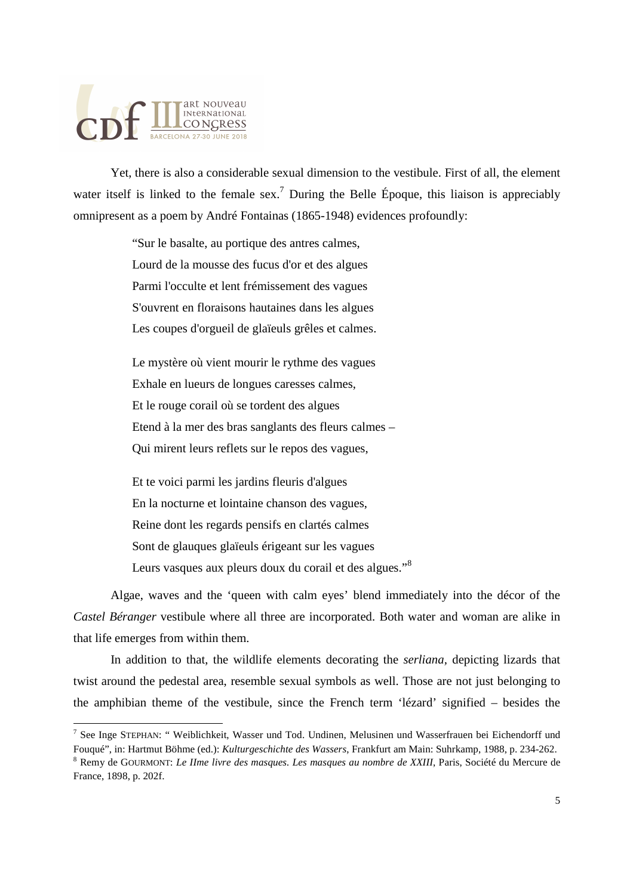Yet, there is also a considerable sexual dimension to the vestibule. First of all, the element water itself is linked to the female sex.[7] During the Belle Époque, this liaison is appreciably omnipresent as a poem by André Fontainas (1865-1948) evidences profoundly:

> "Sur le basalte, au portique des antres calmes,  
> Lourd de la mousse des fucus d'or et des algues  
> Parmi l'occulte et lent frémissement des vagues  
> S'ouvrent en floraisons hautaines dans les algues  
> Les coupes d'orgueil de glaïeuls grêles et calmes.
>
> Le mystère où vient mourir le rythme des vagues  
> Exhale en lueurs de longues caresses calmes,  
> Et le rouge corail où se tordent des algues  
> Etend à la mer des bras sanglants des fleurs calmes –  
> Qui mirent leurs reflets sur le repos des vagues,
>
> Et te voici parmi les jardins fleuris d'algues  
> En la nocturne et lointaine chanson des vagues,  
> Reine dont les regards pensifs en clartés calmes  
> Sont de glauques glaïeuls érigeant sur les vagues  
> Leurs vasques aux pleurs doux du corail et des algues."[8]

Algae, waves and the 'queen with calm eyes' blend immediately into the décor of the *Castel Béranger* vestibule where all three are incorporated. Both water and woman are alike in that life emerges from within them.

In addition to that, the wildlife elements decorating the *serliana*, depicting lizards that twist around the pedestal area, resemble sexual symbols as well. Those are not just belonging to the amphibian theme of the vestibule, since the French term 'lézard' signified – besides the

---

[7] See Inge STEPHAN: " Weiblichkeit, Wasser und Tod. Undinen, Melusinen und Wasserfrauen bei Eichendorff und Fouqué", in: Hartmut Böhme (ed.): *Kulturgeschichte des Wassers*, Frankfurt am Main: Suhrkamp, 1988, p. 234-262.

[8] Remy de GOURMONT: *Le IIme livre des masques. Les masques au nombre de XXIII*, Paris, Société du Mercure de France, 1898, p. 202f.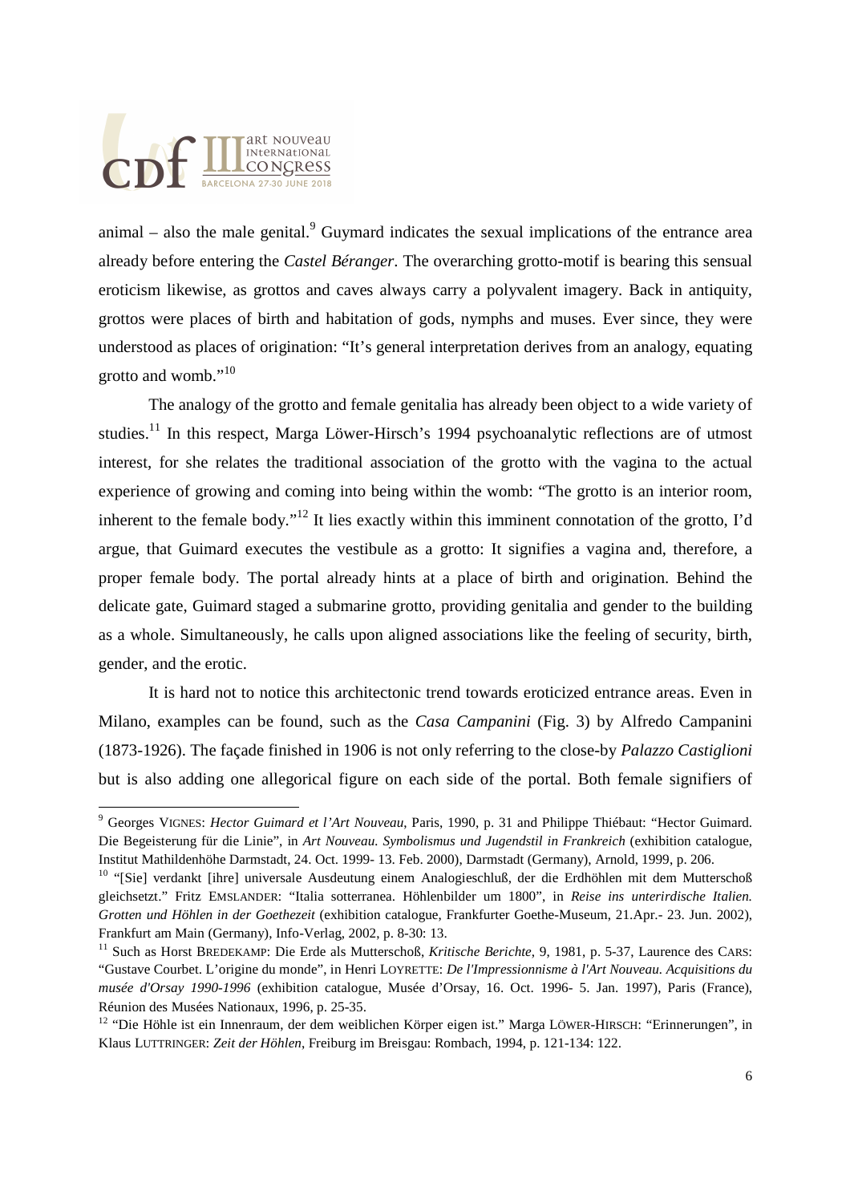animal – also the male genital.[9] Guymard indicates the sexual implications of the entrance area already before entering the *Castel Béranger*. The overarching grotto-motif is bearing this sensual eroticism likewise, as grottos and caves always carry a polyvalent imagery. Back in antiquity, grottos were places of birth and habitation of gods, nymphs and muses. Ever since, they were understood as places of origination: "It's general interpretation derives from an analogy, equating grotto and womb."[10]

The analogy of the grotto and female genitalia has already been object to a wide variety of studies.[11] In this respect, Marga Löwer-Hirsch's 1994 psychoanalytic reflections are of utmost interest, for she relates the traditional association of the grotto with the vagina to the actual experience of growing and coming into being within the womb: "The grotto is an interior room, inherent to the female body."[12] It lies exactly within this imminent connotation of the grotto, I'd argue, that Guimard executes the vestibule as a grotto: It signifies a vagina and, therefore, a proper female body. The portal already hints at a place of birth and origination. Behind the delicate gate, Guimard staged a submarine grotto, providing genitalia and gender to the building as a whole. Simultaneously, he calls upon aligned associations like the feeling of security, birth, gender, and the erotic.

It is hard not to notice this architectonic trend towards eroticized entrance areas. Even in Milano, examples can be found, such as the *Casa Campanini* (Fig. 3) by Alfredo Campanini (1873-1926). The façade finished in 1906 is not only referring to the close-by *Palazzo Castiglioni* but is also adding one allegorical figure on each side of the portal. Both female signifiers of

---

[9] Georges VIGNES: *Hector Guimard et l'Art Nouveau*, Paris, 1990, p. 31 and Philippe Thiébaut: "Hector Guimard. Die Begeisterung für die Linie", in *Art Nouveau. Symbolismus und Jugendstil in Frankreich* (exhibition catalogue, Institut Mathildenhöhe Darmstadt, 24. Oct. 1999- 13. Feb. 2000), Darmstadt (Germany), Arnold, 1999, p. 206.

[10] "[Sie] verdankt [ihre] universale Ausdeutung einem Analogieschluß, der die Erdhöhlen mit dem Mutterschoß gleichsetzt." Fritz EMSLANDER: "Italia sotterranea. Höhlenbilder um 1800", in *Reise ins unterirdische Italien. Grotten und Höhlen in der Goethezeit* (exhibition catalogue, Frankfurter Goethe-Museum, 21.Apr.- 23. Jun. 2002), Frankfurt am Main (Germany), Info-Verlag, 2002, p. 8-30: 13.

[11] Such as Horst BREDEKAMP: Die Erde als Mutterschoß, *Kritische Berichte*, 9, 1981, p. 5-37, Laurence des CARS: "Gustave Courbet. L'origine du monde", in Henri LOYRETTE: *De l'Impressionnisme à l'Art Nouveau. Acquisitions du musée d'Orsay 1990-1996* (exhibition catalogue, Musée d'Orsay, 16. Oct. 1996- 5. Jan. 1997), Paris (France), Réunion des Musées Nationaux, 1996, p. 25-35.

[12] "Die Höhle ist ein Innenraum, der dem weiblichen Körper eigen ist." Marga LÖWER-HIRSCH: "Erinnerungen", in Klaus LUTTRINGER: *Zeit der Höhlen*, Freiburg im Breisgau: Rombach, 1994, p. 121-134: 122.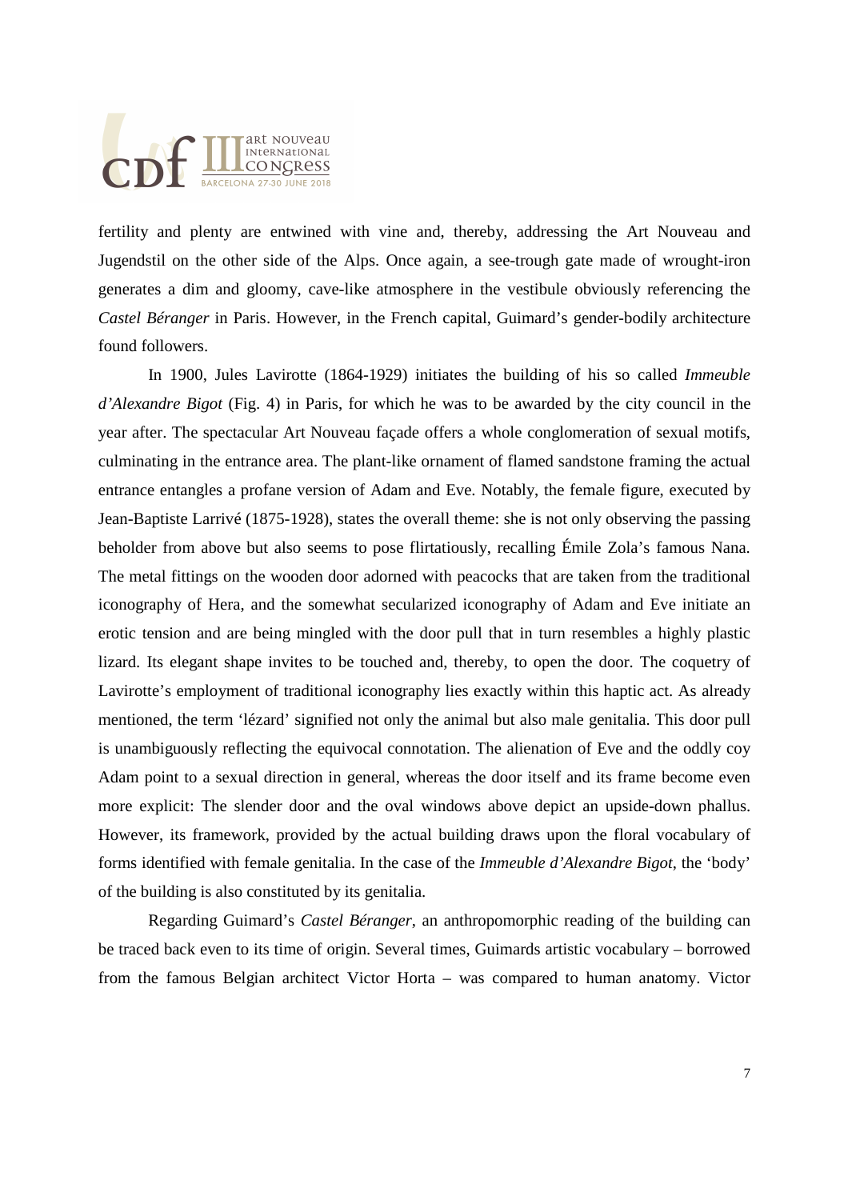fertility and plenty are entwined with vine and, thereby, addressing the Art Nouveau and Jugendstil on the other side of the Alps. Once again, a see-trough gate made of wrought-iron generates a dim and gloomy, cave-like atmosphere in the vestibule obviously referencing the *Castel Béranger* in Paris. However, in the French capital, Guimard's gender-bodily architecture found followers.

In 1900, Jules Lavirotte (1864-1929) initiates the building of his so called *Immeuble d'Alexandre Bigot* (Fig. 4) in Paris, for which he was to be awarded by the city council in the year after. The spectacular Art Nouveau façade offers a whole conglomeration of sexual motifs, culminating in the entrance area. The plant-like ornament of flamed sandstone framing the actual entrance entangles a profane version of Adam and Eve. Notably, the female figure, executed by Jean-Baptiste Larrivé (1875-1928), states the overall theme: she is not only observing the passing beholder from above but also seems to pose flirtatiously, recalling Émile Zola's famous Nana. The metal fittings on the wooden door adorned with peacocks that are taken from the traditional iconography of Hera, and the somewhat secularized iconography of Adam and Eve initiate an erotic tension and are being mingled with the door pull that in turn resembles a highly plastic lizard. Its elegant shape invites to be touched and, thereby, to open the door. The coquetry of Lavirotte's employment of traditional iconography lies exactly within this haptic act. As already mentioned, the term 'lézard' signified not only the animal but also male genitalia. This door pull is unambiguously reflecting the equivocal connotation. The alienation of Eve and the oddly coy Adam point to a sexual direction in general, whereas the door itself and its frame become even more explicit: The slender door and the oval windows above depict an upside-down phallus. However, its framework, provided by the actual building draws upon the floral vocabulary of forms identified with female genitalia. In the case of the *Immeuble d'Alexandre Bigot*, the 'body' of the building is also constituted by its genitalia.

Regarding Guimard's *Castel Béranger*, an anthropomorphic reading of the building can be traced back even to its time of origin. Several times, Guimards artistic vocabulary – borrowed from the famous Belgian architect Victor Horta – was compared to human anatomy. Victor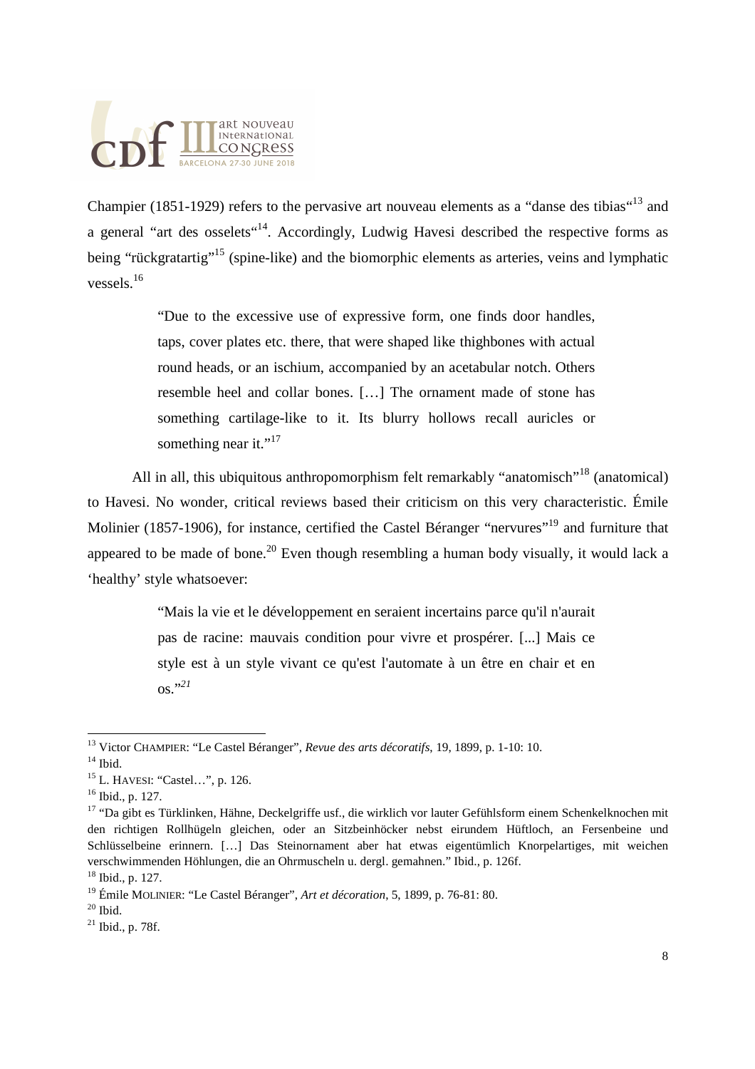Champier (1851-1929) refers to the pervasive art nouveau elements as a "danse des tibias"[13] and a general "art des osselets"[14]. Accordingly, Ludwig Havesi described the respective forms as being "rückgratartig"[15] (spine-like) and the biomorphic elements as arteries, veins and lymphatic vessels.[16]

> "Due to the excessive use of expressive form, one finds door handles, taps, cover plates etc. there, that were shaped like thighbones with actual round heads, or an ischium, accompanied by an acetabular notch. Others resemble heel and collar bones. […] The ornament made of stone has something cartilage-like to it. Its blurry hollows recall auricles or something near it."[17]

All in all, this ubiquitous anthropomorphism felt remarkably "anatomisch"[18] (anatomical) to Havesi. No wonder, critical reviews based their criticism on this very characteristic. Émile Molinier (1857-1906), for instance, certified the Castel Béranger "nervures"[19] and furniture that appeared to be made of bone.[20] Even though resembling a human body visually, it would lack a 'healthy' style whatsoever:

> "Mais la vie et le développement en seraient incertains parce qu'il n'aurait pas de racine: mauvais condition pour vivre et prospérer. [...] Mais ce style est à un style vivant ce qu'est l'automate à un être en chair et en os."[21]

---

[13] Victor CHAMPIER: "Le Castel Béranger", *Revue des arts décoratifs*, 19, 1899, p. 1-10: 10.

[14] Ibid.

[15] L. HAVESI: "Castel…", p. 126.

[16] Ibid., p. 127.

[17] "Da gibt es Türklinken, Hähne, Deckelgriffe usf., die wirklich vor lauter Gefühlsform einem Schenkelknochen mit den richtigen Rollhügeln gleichen, oder an Sitzbeinhöcker nebst eirundem Hüftloch, an Fersenbeine und Schlüsselbeine erinnern. […] Das Steinornament aber hat etwas eigentümlich Knorpelartiges, mit weichen verschwimmenden Höhlungen, die an Ohrmuscheln u. dergl. gemahnen." Ibid., p. 126f.

[18] Ibid., p. 127.

[19] Émile MOLINIER: "Le Castel Béranger", *Art et décoration*, 5, 1899, p. 76-81: 80.

[20] Ibid.

[21] Ibid., p. 78f.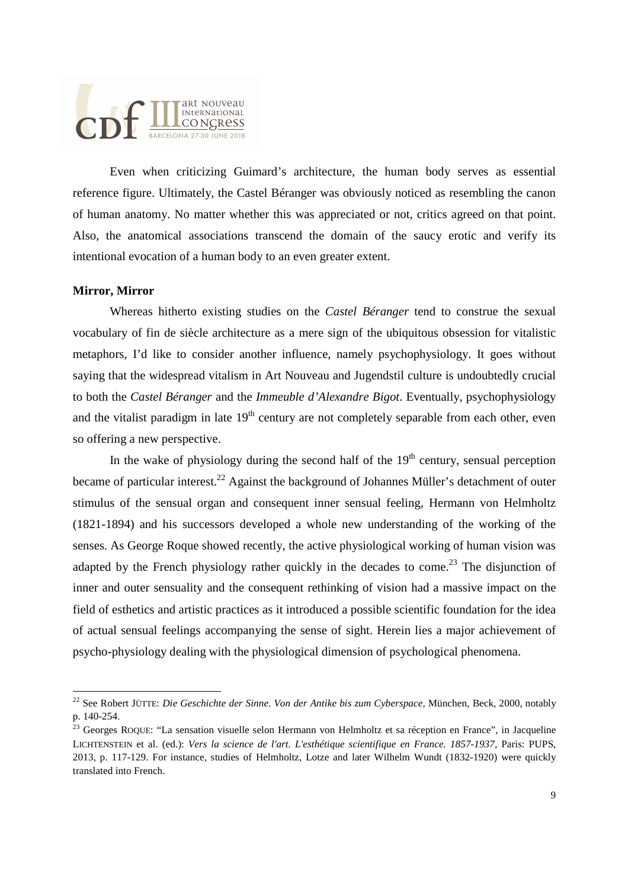Even when criticizing Guimard's architecture, the human body serves as essential reference figure. Ultimately, the Castel Béranger was obviously noticed as resembling the canon of human anatomy. No matter whether this was appreciated or not, critics agreed on that point. Also, the anatomical associations transcend the domain of the saucy erotic and verify its intentional evocation of a human body to an even greater extent.

**Mirror, Mirror**

Whereas hitherto existing studies on the *Castel Béranger* tend to construe the sexual vocabulary of fin de siècle architecture as a mere sign of the ubiquitous obsession for vitalistic metaphors, I'd like to consider another influence, namely psychophysiology. It goes without saying that the widespread vitalism in Art Nouveau and Jugendstil culture is undoubtedly crucial to both the *Castel Béranger* and the *Immeuble d'Alexandre Bigot*. Eventually, psychophysiology and the vitalist paradigm in late 19th century are not completely separable from each other, even so offering a new perspective.

In the wake of physiology during the second half of the 19th century, sensual perception became of particular interest.[22] Against the background of Johannes Müller's detachment of outer stimulus of the sensual organ and consequent inner sensual feeling, Hermann von Helmholtz (1821-1894) and his successors developed a whole new understanding of the working of the senses. As George Roque showed recently, the active physiological working of human vision was adapted by the French physiology rather quickly in the decades to come.[23] The disjunction of inner and outer sensuality and the consequent rethinking of vision had a massive impact on the field of esthetics and artistic practices as it introduced a possible scientific foundation for the idea of actual sensual feelings accompanying the sense of sight. Herein lies a major achievement of psycho-physiology dealing with the physiological dimension of psychological phenomena.

---

[22] See Robert JÜTTE: *Die Geschichte der Sinne. Von der Antike bis zum Cyberspace*, München, Beck, 2000, notably p. 140-254.

[23] Georges ROQUE: "La sensation visuelle selon Hermann von Helmholtz et sa réception en France", in Jacqueline LICHTENSTEIN et al. (ed.): *Vers la science de l'art. L'esthétique scientifique en France. 1857-1937*, Paris: PUPS, 2013, p. 117-129. For instance, studies of Helmholtz, Lotze and later Wilhelm Wundt (1832-1920) were quickly translated into French.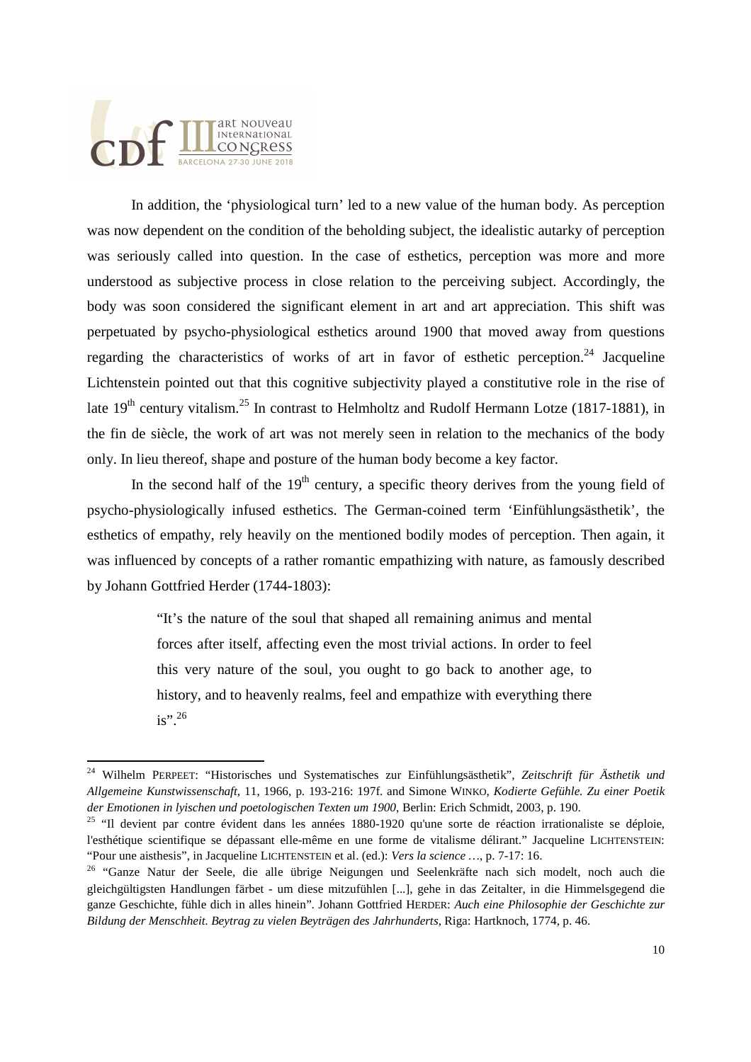In addition, the 'physiological turn' led to a new value of the human body. As perception was now dependent on the condition of the beholding subject, the idealistic autarky of perception was seriously called into question. In the case of esthetics, perception was more and more understood as subjective process in close relation to the perceiving subject. Accordingly, the body was soon considered the significant element in art and art appreciation. This shift was perpetuated by psycho-physiological esthetics around 1900 that moved away from questions regarding the characteristics of works of art in favor of esthetic perception.[24] Jacqueline Lichtenstein pointed out that this cognitive subjectivity played a constitutive role in the rise of late 19th century vitalism.[25] In contrast to Helmholtz and Rudolf Hermann Lotze (1817-1881), in the fin de siècle, the work of art was not merely seen in relation to the mechanics of the body only. In lieu thereof, shape and posture of the human body become a key factor.

In the second half of the 19th century, a specific theory derives from the young field of psycho-physiologically infused esthetics. The German-coined term 'Einfühlungsästhetik', the esthetics of empathy, rely heavily on the mentioned bodily modes of perception. Then again, it was influenced by concepts of a rather romantic empathizing with nature, as famously described by Johann Gottfried Herder (1744-1803):

> "It's the nature of the soul that shaped all remaining animus and mental forces after itself, affecting even the most trivial actions. In order to feel this very nature of the soul, you ought to go back to another age, to history, and to heavenly realms, feel and empathize with everything there is".[26]

---

[24] Wilhelm PERPEET: "Historisches und Systematisches zur Einfühlungsästhetik", *Zeitschrift für Ästhetik und Allgemeine Kunstwissenschaft*, 11, 1966, p. 193-216: 197f. and Simone WINKO, *Kodierte Gefühle. Zu einer Poetik der Emotionen in lyischen und poetologischen Texten um 1900*, Berlin: Erich Schmidt, 2003, p. 190.

[25] "Il devient par contre évident dans les années 1880-1920 qu'une sorte de réaction irrationaliste se déploie, l'esthétique scientifique se dépassant elle-même en une forme de vitalisme délirant." Jacqueline LICHTENSTEIN: "Pour une aisthesis", in Jacqueline LICHTENSTEIN et al. (ed.): *Vers la science …*, p. 7-17: 16.

[26] "Ganze Natur der Seele, die alle übrige Neigungen und Seelenkräfte nach sich modelt, noch auch die gleichgültigsten Handlungen färbet - um diese mitzufühlen [...], gehe in das Zeitalter, in die Himmelsgegend die ganze Geschichte, fühle dich in alles hinein". Johann Gottfried HERDER: *Auch eine Philosophie der Geschichte zur Bildung der Menschheit. Beytrag zu vielen Beyträgen des Jahrhunderts*, Riga: Hartknoch, 1774, p. 46.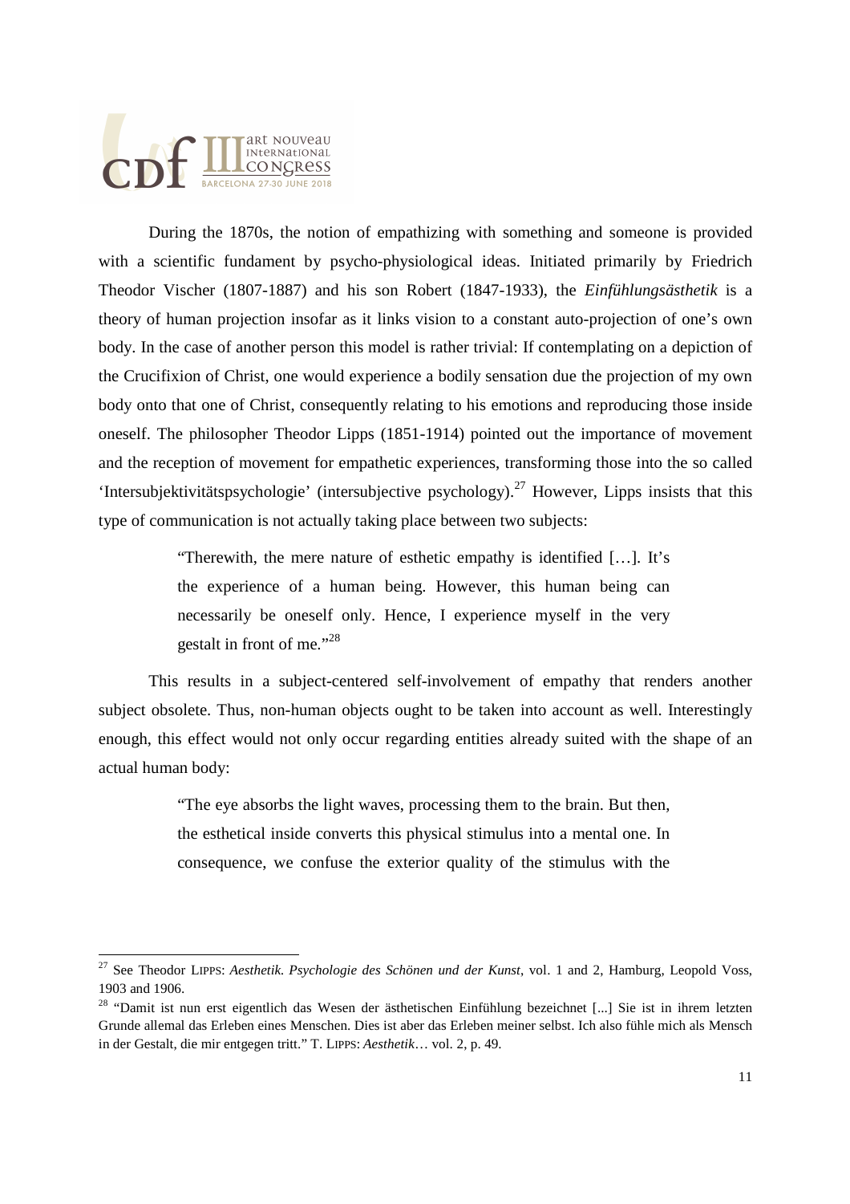During the 1870s, the notion of empathizing with something and someone is provided with a scientific fundament by psycho-physiological ideas. Initiated primarily by Friedrich Theodor Vischer (1807-1887) and his son Robert (1847-1933), the *Einfühlungsästhetik* is a theory of human projection insofar as it links vision to a constant auto-projection of one's own body. In the case of another person this model is rather trivial: If contemplating on a depiction of the Crucifixion of Christ, one would experience a bodily sensation due the projection of my own body onto that one of Christ, consequently relating to his emotions and reproducing those inside oneself. The philosopher Theodor Lipps (1851-1914) pointed out the importance of movement and the reception of movement for empathetic experiences, transforming those into the so called 'Intersubjektivitätspsychologie' (intersubjective psychology).[27] However, Lipps insists that this type of communication is not actually taking place between two subjects:

> "Therewith, the mere nature of esthetic empathy is identified […]. It's the experience of a human being. However, this human being can necessarily be oneself only. Hence, I experience myself in the very gestalt in front of me."[28]

This results in a subject-centered self-involvement of empathy that renders another subject obsolete. Thus, non-human objects ought to be taken into account as well. Interestingly enough, this effect would not only occur regarding entities already suited with the shape of an actual human body:

> "The eye absorbs the light waves, processing them to the brain. But then, the esthetical inside converts this physical stimulus into a mental one. In consequence, we confuse the exterior quality of the stimulus with the

---

[27] See Theodor LIPPS: *Aesthetik. Psychologie des Schönen und der Kunst*, vol. 1 and 2, Hamburg, Leopold Voss, 1903 and 1906.

[28] "Damit ist nun erst eigentlich das Wesen der ästhetischen Einfühlung bezeichnet [...] Sie ist in ihrem letzten Grunde allemal das Erleben eines Menschen. Dies ist aber das Erleben meiner selbst. Ich also fühle mich als Mensch in der Gestalt, die mir entgegen tritt." T. LIPPS: *Aesthetik*… vol. 2, p. 49.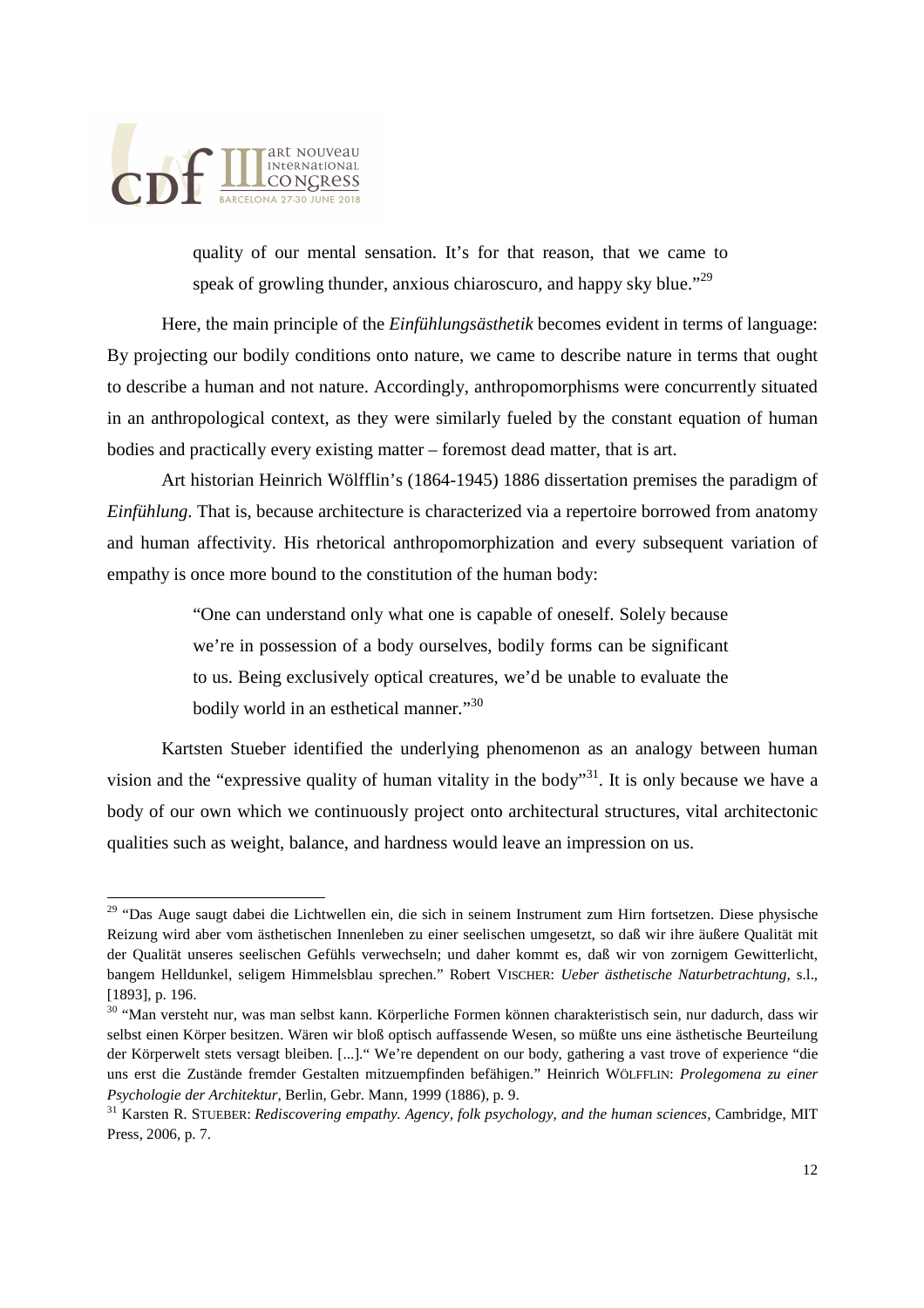> quality of our mental sensation. It's for that reason, that we came to speak of growling thunder, anxious chiaroscuro, and happy sky blue."[29]

Here, the main principle of the *Einfühlungsästhetik* becomes evident in terms of language: By projecting our bodily conditions onto nature, we came to describe nature in terms that ought to describe a human and not nature. Accordingly, anthropomorphisms were concurrently situated in an anthropological context, as they were similarly fueled by the constant equation of human bodies and practically every existing matter – foremost dead matter, that is art.

Art historian Heinrich Wölfflin's (1864-1945) 1886 dissertation premises the paradigm of *Einfühlung*. That is, because architecture is characterized via a repertoire borrowed from anatomy and human affectivity. His rhetorical anthropomorphization and every subsequent variation of empathy is once more bound to the constitution of the human body:

> "One can understand only what one is capable of oneself. Solely because we're in possession of a body ourselves, bodily forms can be significant to us. Being exclusively optical creatures, we'd be unable to evaluate the bodily world in an esthetical manner."[30]

Kartsten Stueber identified the underlying phenomenon as an analogy between human vision and the "expressive quality of human vitality in the body"[31]. It is only because we have a body of our own which we continuously project onto architectural structures, vital architectonic qualities such as weight, balance, and hardness would leave an impression on us.

---

[29] "Das Auge saugt dabei die Lichtwellen ein, die sich in seinem Instrument zum Hirn fortsetzen. Diese physische Reizung wird aber vom ästhetischen Innenleben zu einer seelischen umgesetzt, so daß wir ihre äußere Qualität mit der Qualität unseres seelischen Gefühls verwechseln; und daher kommt es, daß wir von zornigem Gewitterlicht, bangem Helldunkel, seligem Himmelsblau sprechen." Robert VISCHER: *Ueber ästhetische Naturbetrachtung*, s.l., [1893], p. 196.

[30] "Man versteht nur, was man selbst kann. Körperliche Formen können charakteristisch sein, nur dadurch, dass wir selbst einen Körper besitzen. Wären wir bloß optisch auffassende Wesen, so müßte uns eine ästhetische Beurteilung der Körperwelt stets versagt bleiben. [...]." We're dependent on our body, gathering a vast trove of experience "die uns erst die Zustände fremder Gestalten mitzuempfinden befähigen." Heinrich WÖLFFLIN: *Prolegomena zu einer Psychologie der Architektur*, Berlin, Gebr. Mann, 1999 (1886), p. 9.

[31] Karsten R. STUEBER: *Rediscovering empathy. Agency, folk psychology, and the human sciences*, Cambridge, MIT Press, 2006, p. 7.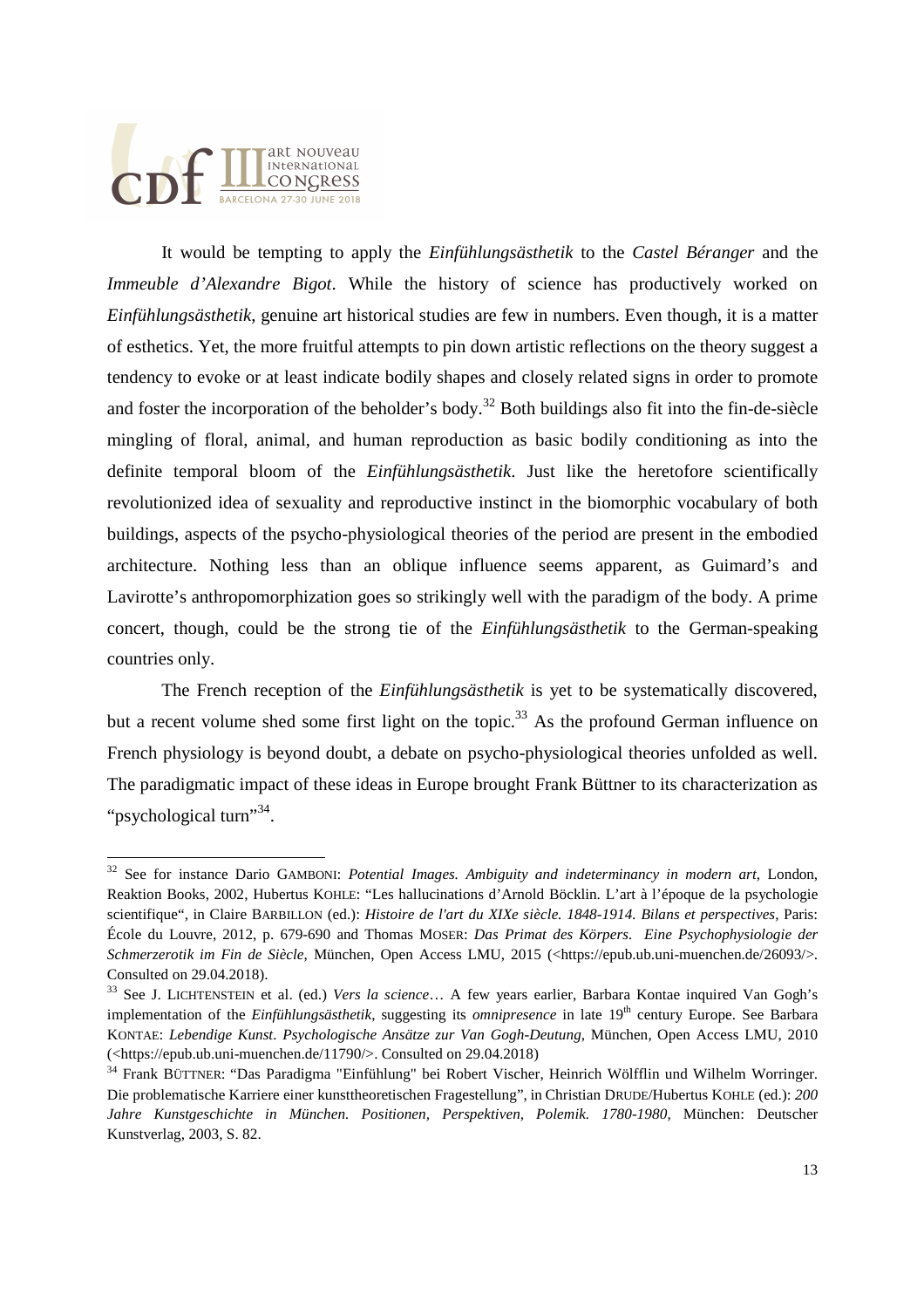It would be tempting to apply the *Einfühlungsästhetik* to the *Castel Béranger* and the *Immeuble d'Alexandre Bigot*. While the history of science has productively worked on *Einfühlungsästhetik*, genuine art historical studies are few in numbers. Even though, it is a matter of esthetics. Yet, the more fruitful attempts to pin down artistic reflections on the theory suggest a tendency to evoke or at least indicate bodily shapes and closely related signs in order to promote and foster the incorporation of the beholder's body.[32] Both buildings also fit into the fin-de-siècle mingling of floral, animal, and human reproduction as basic bodily conditioning as into the definite temporal bloom of the *Einfühlungsästhetik*. Just like the heretofore scientifically revolutionized idea of sexuality and reproductive instinct in the biomorphic vocabulary of both buildings, aspects of the psycho-physiological theories of the period are present in the embodied architecture. Nothing less than an oblique influence seems apparent, as Guimard's and Lavirotte's anthropomorphization goes so strikingly well with the paradigm of the body. A prime concert, though, could be the strong tie of the *Einfühlungsästhetik* to the German-speaking countries only.

The French reception of the *Einfühlungsästhetik* is yet to be systematically discovered, but a recent volume shed some first light on the topic.[33] As the profound German influence on French physiology is beyond doubt, a debate on psycho-physiological theories unfolded as well. The paradigmatic impact of these ideas in Europe brought Frank Büttner to its characterization as "psychological turn"[34].

---

[32] See for instance Dario GAMBONI: *Potential Images. Ambiguity and indeterminancy in modern art*, London, Reaktion Books, 2002, Hubertus KOHLE: "Les hallucinations d'Arnold Böcklin. L'art à l'époque de la psychologie scientifique", in Claire BARBILLON (ed.): *Histoire de l'art du XIXe siècle. 1848-1914. Bilans et perspectives*, Paris: École du Louvre, 2012, p. 679-690 and Thomas MOSER: *Das Primat des Körpers. Eine Psychophysiologie der Schmerzerotik im Fin de Siècle*, München, Open Access LMU, 2015 (<https://epub.ub.uni-muenchen.de/26093/>. Consulted on 29.04.2018).

[33] See J. LICHTENSTEIN et al. (ed.) *Vers la science*… A few years earlier, Barbara Kontae inquired Van Gogh's implementation of the *Einfühlungsästhetik*, suggesting its *omnipresence* in late 19th century Europe. See Barbara KONTAE: *Lebendige Kunst. Psychologische Ansätze zur Van Gogh-Deutung*, München, Open Access LMU, 2010 (<https://epub.ub.uni-muenchen.de/11790/>. Consulted on 29.04.2018)

[34] Frank BÜTTNER: "Das Paradigma "Einfühlung" bei Robert Vischer, Heinrich Wölfflin und Wilhelm Worringer. Die problematische Karriere einer kunsttheoretischen Fragestellung", in Christian DRUDE/Hubertus KOHLE (ed.): *200 Jahre Kunstgeschichte in München. Positionen, Perspektiven, Polemik. 1780-1980*, München: Deutscher Kunstverlag, 2003, S. 82.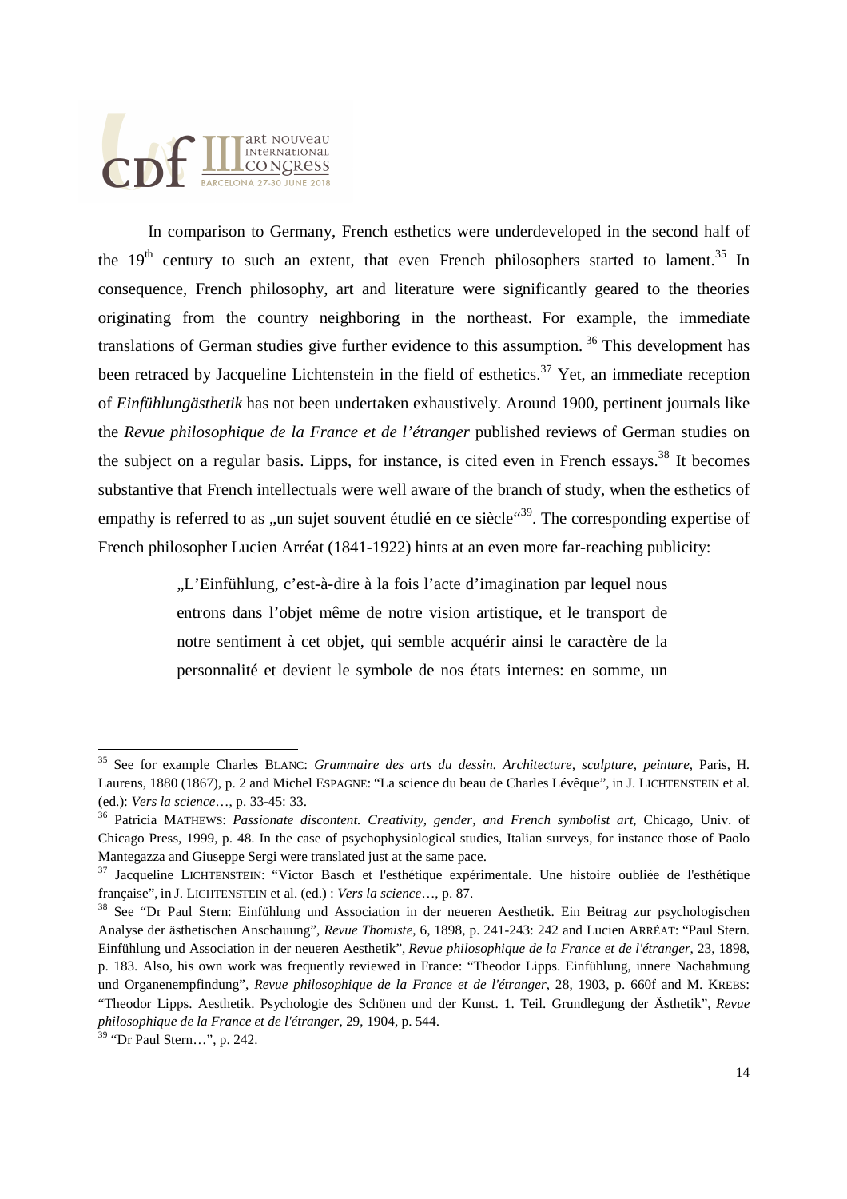In comparison to Germany, French esthetics were underdeveloped in the second half of the 19th century to such an extent, that even French philosophers started to lament.[35] In consequence, French philosophy, art and literature were significantly geared to the theories originating from the country neighboring in the northeast. For example, the immediate translations of German studies give further evidence to this assumption.[36] This development has been retraced by Jacqueline Lichtenstein in the field of esthetics.[37] Yet, an immediate reception of *Einfühlungästhetik* has not been undertaken exhaustively. Around 1900, pertinent journals like the *Revue philosophique de la France et de l'étranger* published reviews of German studies on the subject on a regular basis. Lipps, for instance, is cited even in French essays.[38] It becomes substantive that French intellectuals were well aware of the branch of study, when the esthetics of empathy is referred to as „un sujet souvent étudié en ce siècle"[39]. The corresponding expertise of French philosopher Lucien Arréat (1841-1922) hints at an even more far-reaching publicity:

> „L'Einfühlung, c'est-à-dire à la fois l'acte d'imagination par lequel nous entrons dans l'objet même de notre vision artistique, et le transport de notre sentiment à cet objet, qui semble acquérir ainsi le caractère de la personnalité et devient le symbole de nos états internes: en somme, un

---

[35] See for example Charles BLANC: *Grammaire des arts du dessin. Architecture, sculpture, peinture*, Paris, H. Laurens, 1880 (1867), p. 2 and Michel ESPAGNE: "La science du beau de Charles Lévêque", in J. LICHTENSTEIN et al. (ed.): *Vers la science…*, p. 33-45: 33.

[36] Patricia MATHEWS: *Passionate discontent. Creativity, gender, and French symbolist art*, Chicago, Univ. of Chicago Press, 1999, p. 48. In the case of psychophysiological studies, Italian surveys, for instance those of Paolo Mantegazza and Giuseppe Sergi were translated just at the same pace.

[37] Jacqueline LICHTENSTEIN: "Victor Basch et l'esthétique expérimentale. Une histoire oubliée de l'esthétique française", in J. LICHTENSTEIN et al. (ed.) : *Vers la science…*, p. 87.

[38] See "Dr Paul Stern: Einfühlung und Association in der neueren Aesthetik. Ein Beitrag zur psychologischen Analyse der ästhetischen Anschauung", *Revue Thomiste*, 6, 1898, p. 241-243: 242 and Lucien ARRÉAT: "Paul Stern. Einfühlung und Association in der neueren Aesthetik", *Revue philosophique de la France et de l'étranger*, 23, 1898, p. 183. Also, his own work was frequently reviewed in France: "Theodor Lipps. Einfühlung, innere Nachahmung und Organenempfindung", *Revue philosophique de la France et de l'étranger*, 28, 1903, p. 660f and M. KREBS: "Theodor Lipps. Aesthetik. Psychologie des Schönen und der Kunst. 1. Teil. Grundlegung der Ästhetik", *Revue philosophique de la France et de l'étranger*, 29, 1904, p. 544.

[39] "Dr Paul Stern…", p. 242.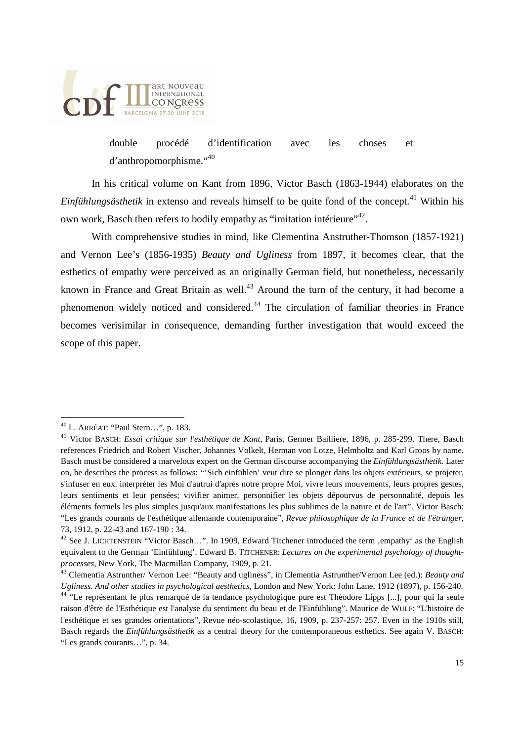double procédé d'identification avec les choses et d'anthropomorphisme."[40]

In his critical volume on Kant from 1896, Victor Basch (1863-1944) elaborates on the *Einfühlungsästhetik* in extenso and reveals himself to be quite fond of the concept.[41] Within his own work, Basch then refers to bodily empathy as "imitation intérieure"[42].

With comprehensive studies in mind, like Clementina Anstruther-Thomson (1857-1921) and Vernon Lee's (1856-1935) *Beauty and Ugliness* from 1897, it becomes clear, that the esthetics of empathy were perceived as an originally German field, but nonetheless, necessarily known in France and Great Britain as well.[43] Around the turn of the century, it had become a phenomenon widely noticed and considered.[44] The circulation of familiar theories in France becomes verisimilar in consequence, demanding further investigation that would exceed the scope of this paper.

---

[40] L. ARRÉAT: "Paul Stern…", p. 183.

[41] Victor BASCH: *Essai critique sur l'esthétique de Kant*, Paris, Germer Bailliere, 1896, p. 285-299. There, Basch references Friedrich and Robert Vischer, Johannes Volkelt, Herman von Lotze, Helmholtz and Karl Groos by name. Basch must be considered a marvelous expert on the German discourse accompanying the *Einfühlungsästhetik*. Later on, he describes the process as follows: "'Sich einfühlen' veut dire se plonger dans les objets extérieurs, se projeter, s'infuser en eux. interpréter les Moi d'autrui d'après notre propre Moi, vivre leurs mouvements, leurs propres gestes, leurs sentiments et leur pensées; vivifier animer, personnifier les objets dépourvus de personnalité, depuis les éléments formels les plus simples jusqu'aux manifestations les plus sublimes de la nature et de l'art". Victor Basch: "Les grands courants de l'esthétique allemande contemporaine", *Revue philosophique de la France et de l'étranger*, 73, 1912, p. 22-43 and 167-190 : 34.

[42] See J. LICHTENSTEIN "Victor Basch…". In 1909, Edward Titchener introduced the term ‚empathy' as the English equivalent to the German 'Einfühlung'. Edward B. TITCHENER: *Lectures on the experimental psychology of thought-processes*, New York, The Macmillan Company, 1909, p. 21.

[43] Clementia Astrunther/ Vernon Lee: "Beauty and ugliness", in Clementia Astrunther/Vernon Lee (ed.): *Beauty and Ugliness. And other studies in psychological aesthetics*, London and New York: John Lane, 1912 (1897), p. 156-240.

[44] "Le représentant le plus remarqué de la tendance psychologique pure est Théodore Lipps [...], pour qui la seule raison d'être de l'Esthétique est l'analyse du sentiment du beau et de l'Einfühlung". Maurice de WULF: "L'histoire de l'esthétique et ses grandes orientations", Revue néo-scolastique, 16, 1909, p. 237-257: 257. Even in the 1910s still, Basch regards the *Einfühlungsästhetik* as a central theory for the contemporaneous esthetics. See again V. BASCH: "Les grands courants…", p. 34.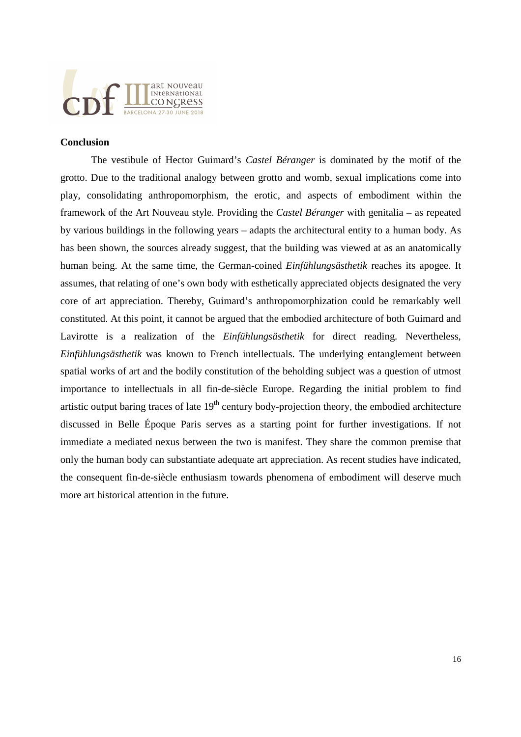**Conclusion**

The vestibule of Hector Guimard's *Castel Béranger* is dominated by the motif of the grotto. Due to the traditional analogy between grotto and womb, sexual implications come into play, consolidating anthropomorphism, the erotic, and aspects of embodiment within the framework of the Art Nouveau style. Providing the *Castel Béranger* with genitalia – as repeated by various buildings in the following years – adapts the architectural entity to a human body. As has been shown, the sources already suggest, that the building was viewed at as an anatomically human being. At the same time, the German-coined *Einfühlungsästhetik* reaches its apogee. It assumes, that relating of one's own body with esthetically appreciated objects designated the very core of art appreciation. Thereby, Guimard's anthropomorphization could be remarkably well constituted. At this point, it cannot be argued that the embodied architecture of both Guimard and Lavirotte is a realization of the *Einfühlungsästhetik* for direct reading. Nevertheless, *Einfühlungsästhetik* was known to French intellectuals. The underlying entanglement between spatial works of art and the bodily constitution of the beholding subject was a question of utmost importance to intellectuals in all fin-de-siècle Europe. Regarding the initial problem to find artistic output baring traces of late 19th century body-projection theory, the embodied architecture discussed in Belle Époque Paris serves as a starting point for further investigations. If not immediate a mediated nexus between the two is manifest. They share the common premise that only the human body can substantiate adequate art appreciation. As recent studies have indicated, the consequent fin-de-siècle enthusiasm towards phenomena of embodiment will deserve much more art historical attention in the future.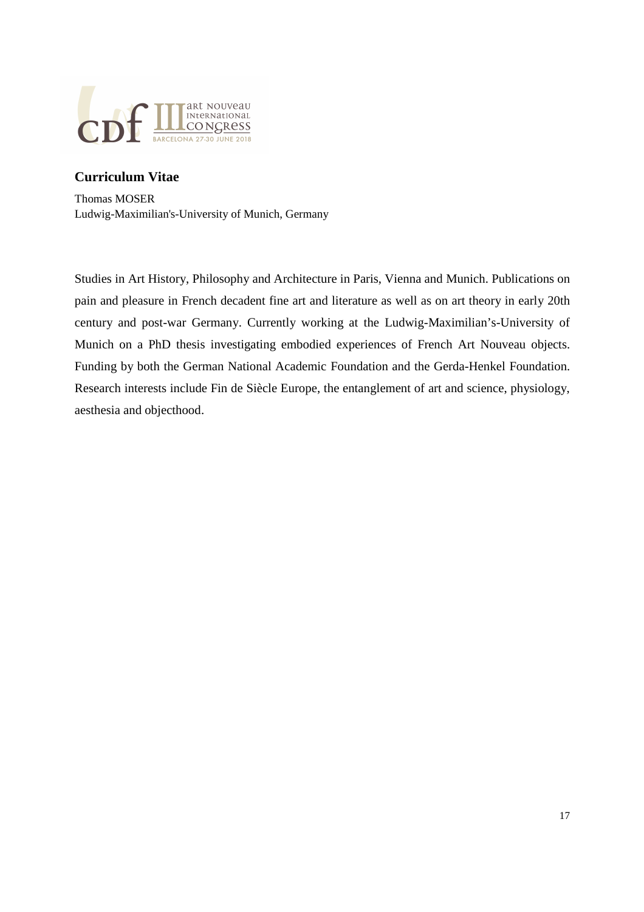## Curriculum Vitae

Thomas MOSER
Ludwig-Maximilian's-University of Munich, Germany

Studies in Art History, Philosophy and Architecture in Paris, Vienna and Munich. Publications on pain and pleasure in French decadent fine art and literature as well as on art theory in early 20th century and post-war Germany. Currently working at the Ludwig-Maximilian's-University of Munich on a PhD thesis investigating embodied experiences of French Art Nouveau objects. Funding by both the German National Academic Foundation and the Gerda-Henkel Foundation. Research interests include Fin de Siècle Europe, the entanglement of art and science, physiology, aesthesia and objecthood.